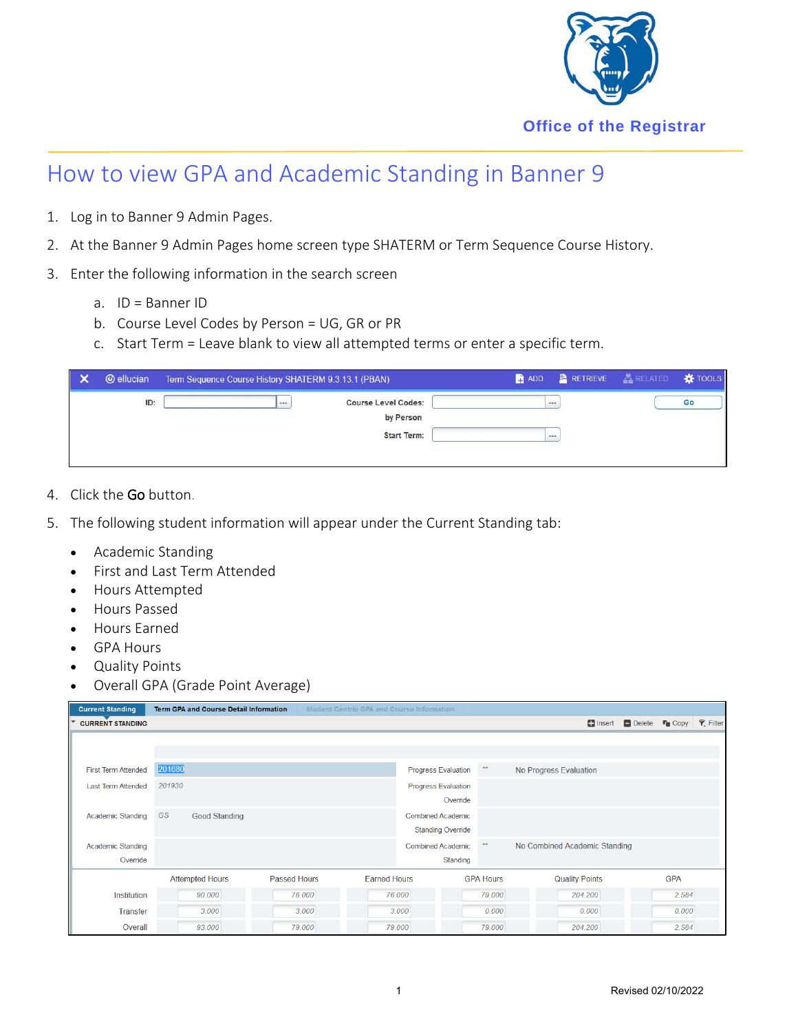Office of the Registrar

# How to view GPA and Academic Standing in Banner 9

1. Log in to Banner 9 Admin Pages.
2. At the Banner 9 Admin Pages home screen type SHATERM or Term Sequence Course History.
3. Enter the following information in the search screen
   a. ID = Banner ID
   b. Course Level Codes by Person = UG, GR or PR
   c. Start Term = Leave blank to view all attempted terms or enter a specific term.

Term Sequence Course History SHATERM 9.3.13.1 (PBAN)

ID: | Course Level Codes by Person: | Start Term: | Go

4. Click the **Go** button.
5. The following student information will appear under the Current Standing tab:

- Academic Standing
- First and Last Term Attended
- Hours Attempted
- Hours Passed
- Hours Earned
- GPA Hours
- Quality Points
- Overall GPA (Grade Point Average)

Current Standing | Term GPA and Course Detail Information | Student Centric GPA and Course Information

CURRENT STANDING

| | | | |
|---|---|---|---|
| First Term Attended | 201680 | Progress Evaluation | ** No Progress Evaluation |
| Last Term Attended | 201930 | Progress Evaluation Override | |
| Academic Standing | GS Good Standing | Combined Academic Standing Override | |
| Academic Standing Override | | Combined Academic Standing | ** No Combined Academic Standing |

| | Attempted Hours | Passed Hours | Earned Hours | GPA Hours | Quality Points | GPA |
|---|---|---|---|---|---|---|
| Institution | 90.000 | 76.000 | 76.000 | 79.000 | 204.200 | 2.584 |
| Transfer | 3.000 | 3.000 | 3.000 | 0.000 | 0.000 | 0.000 |
| Overall | 93.000 | 79.000 | 79.000 | 79.000 | 204.200 | 2.584 |

Revised 02/10/2022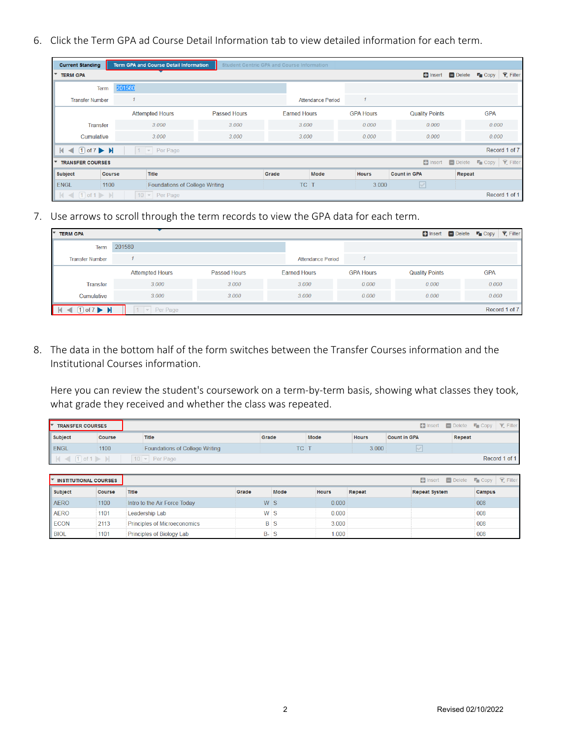6. Click the Term GPA ad Course Detail Information tab to view detailed information for each term.

Current Standing | Term GPA and Course Detail Information | Student Centric GPA and Course Information

TERM GPA

Term: 201580
Transfer Number: 1
Attendance Period: 1

| | Attempted Hours | Passed Hours | Earned Hours | GPA Hours | Quality Points | GPA |
|---|---|---|---|---|---|---|
| Transfer | 3.000 | 3.000 | 3.000 | 0.000 | 0.000 | 0.000 |
| Cumulative | 3.000 | 3.000 | 3.000 | 0.000 | 0.000 | 0.000 |

1 of 7 | 1 Per Page | Record 1 of 7

TRANSFER COURSES

| Subject | Course | Title | Grade | Mode | Hours | Count in GPA | Repeat |
|---|---|---|---|---|---|---|---|
| ENGL | 1100 | Foundations of College Writing | TC | T | 3.000 | | |

1 of 1 | 10 Per Page | Record 1 of 1

7. Use arrows to scroll through the term records to view the GPA data for each term.

TERM GPA

Term: 201580
Transfer Number: 1
Attendance Period: 1

| | Attempted Hours | Passed Hours | Earned Hours | GPA Hours | Quality Points | GPA |
|---|---|---|---|---|---|---|
| Transfer | 3.000 | 3.000 | 3.000 | 0.000 | 0.000 | 0.000 |
| Cumulative | 3.000 | 3.000 | 3.000 | 0.000 | 0.000 | 0.000 |

1 of 7 | 1 Per Page | Record 1 of 7

8. The data in the bottom half of the form switches between the Transfer Courses information and the Institutional Courses information.

   Here you can review the student's coursework on a term-by-term basis, showing what classes they took, what grade they received and whether the class was repeated.

TRANSFER COURSES

| Subject | Course | Title | Grade | Mode | Hours | Count in GPA | Repeat |
|---|---|---|---|---|---|---|---|
| ENGL | 1100 | Foundations of College Writing | TC | T | 3.000 | | |

1 of 1 | 10 Per Page | Record 1 of 1

INSTITUTIONAL COURSES

| Subject | Course | Title | Grade | Mode | Hours | Repeat | Repeat System | Campus |
|---|---|---|---|---|---|---|---|---|
| AERO | 1100 | Intro to the Air Force Today | W | S | 0.000 | | | 008 |
| AERO | 1101 | Leadership Lab | W | S | 0.000 | | | 008 |
| ECON | 2113 | Principles of Microeconomics | B | S | 3.000 | | | 008 |
| BIOL | 1101 | Principles of Biology Lab | B- | S | 1.000 | | | 008 |

Revised 02/10/2022